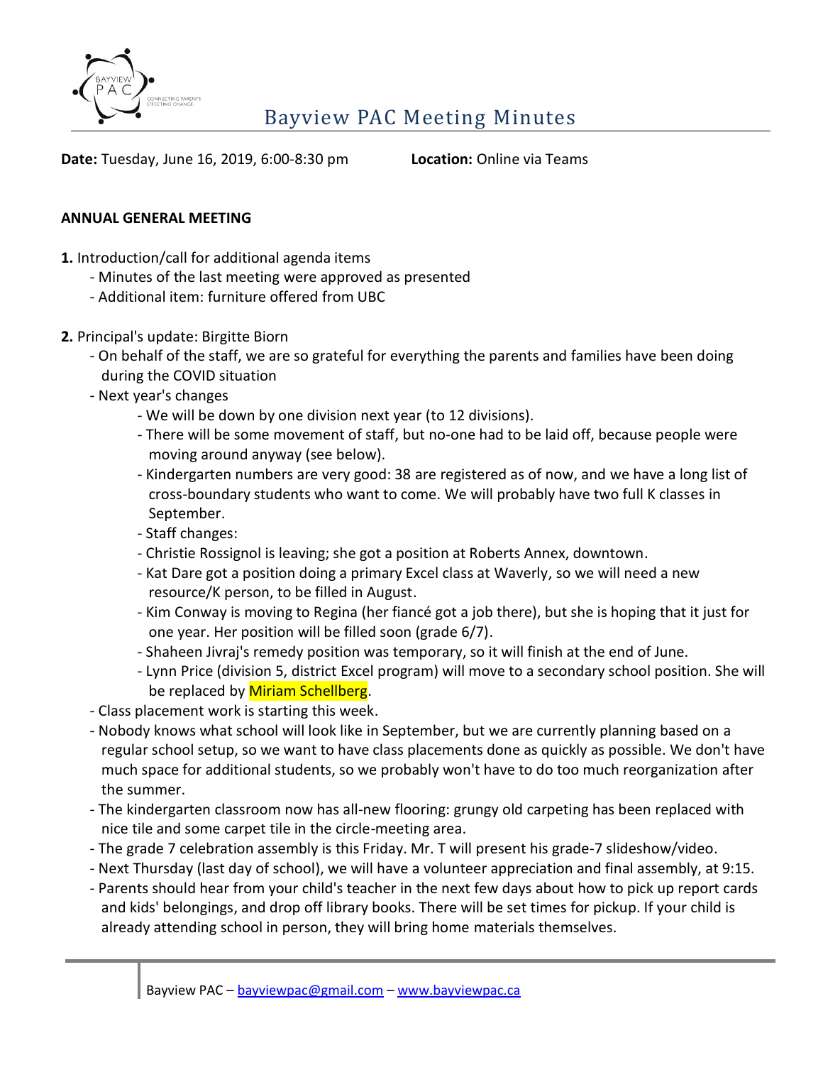# Bayview PAC Meeting Minutes

**Date:** Tuesday, June 16, 2019, 6:00-8:30 pm **Location:** Online via Teams

**ANNUAL GENERAL MEETING**

**1.** Introduction/call for additional agenda items
- Minutes of the last meeting were approved as presented
- Additional item: furniture offered from UBC

**2.** Principal's update: Birgitte Biorn
- On behalf of the staff, we are so grateful for everything the parents and families have been doing during the COVID situation
- Next year's changes
  - We will be down by one division next year (to 12 divisions).
  - There will be some movement of staff, but no-one had to be laid off, because people were moving around anyway (see below).
  - Kindergarten numbers are very good: 38 are registered as of now, and we have a long list of cross-boundary students who want to come. We will probably have two full K classes in September.
  - Staff changes:
  - Christie Rossignol is leaving; she got a position at Roberts Annex, downtown.
  - Kat Dare got a position doing a primary Excel class at Waverly, so we will need a new resource/K person, to be filled in August.
  - Kim Conway is moving to Regina (her fiancé got a job there), but she is hoping that it just for one year. Her position will be filled soon (grade 6/7).
  - Shaheen Jivraj's remedy position was temporary, so it will finish at the end of June.
  - Lynn Price (division 5, district Excel program) will move to a secondary school position. She will be replaced by Miriam Schellberg.
- Class placement work is starting this week.
- Nobody knows what school will look like in September, but we are currently planning based on a regular school setup, so we want to have class placements done as quickly as possible. We don't have much space for additional students, so we probably won't have to do too much reorganization after the summer.
- The kindergarten classroom now has all-new flooring: grungy old carpeting has been replaced with nice tile and some carpet tile in the circle-meeting area.
- The grade 7 celebration assembly is this Friday. Mr. T will present his grade-7 slideshow/video.
- Next Thursday (last day of school), we will have a volunteer appreciation and final assembly, at 9:15.
- Parents should hear from your child's teacher in the next few days about how to pick up report cards and kids' belongings, and drop off library books. There will be set times for pickup. If your child is already attending school in person, they will bring home materials themselves.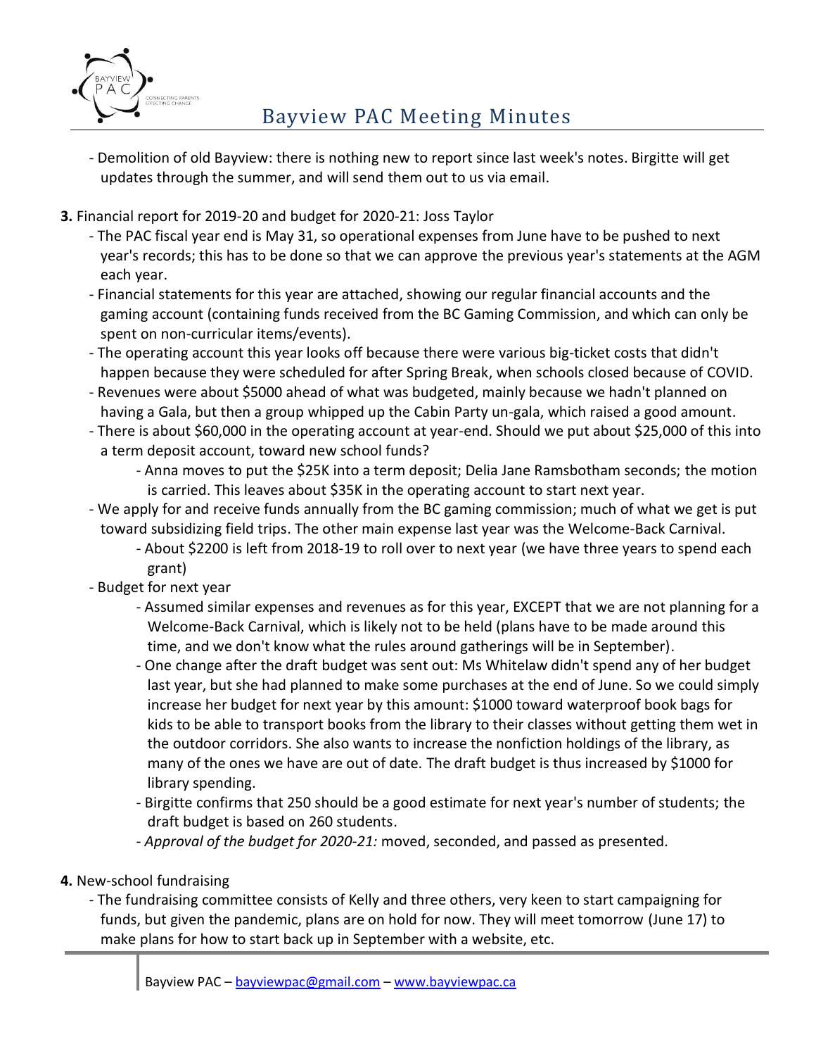- Demolition of old Bayview: there is nothing new to report since last week's notes. Birgitte will get updates through the summer, and will send them out to us via email.

**3.** Financial report for 2019-20 and budget for 2020-21: Joss Taylor

- The PAC fiscal year end is May 31, so operational expenses from June have to be pushed to next year's records; this has to be done so that we can approve the previous year's statements at the AGM each year.
- Financial statements for this year are attached, showing our regular financial accounts and the gaming account (containing funds received from the BC Gaming Commission, and which can only be spent on non-curricular items/events).
- The operating account this year looks off because there were various big-ticket costs that didn't happen because they were scheduled for after Spring Break, when schools closed because of COVID.
- Revenues were about $5000 ahead of what was budgeted, mainly because we hadn't planned on having a Gala, but then a group whipped up the Cabin Party un-gala, which raised a good amount.
- There is about $60,000 in the operating account at year-end. Should we put about $25,000 of this into a term deposit account, toward new school funds?
    - Anna moves to put the $25K into a term deposit; Delia Jane Ramsbotham seconds; the motion is carried. This leaves about $35K in the operating account to start next year.
- We apply for and receive funds annually from the BC gaming commission; much of what we get is put toward subsidizing field trips. The other main expense last year was the Welcome-Back Carnival.
    - About $2200 is left from 2018-19 to roll over to next year (we have three years to spend each grant)
- Budget for next year
    - Assumed similar expenses and revenues as for this year, EXCEPT that we are not planning for a Welcome-Back Carnival, which is likely not to be held (plans have to be made around this time, and we don't know what the rules around gatherings will be in September).
    - One change after the draft budget was sent out: Ms Whitelaw didn't spend any of her budget last year, but she had planned to make some purchases at the end of June. So we could simply increase her budget for next year by this amount: $1000 toward waterproof book bags for kids to be able to transport books from the library to their classes without getting them wet in the outdoor corridors. She also wants to increase the nonfiction holdings of the library, as many of the ones we have are out of date. The draft budget is thus increased by $1000 for library spending.
    - Birgitte confirms that 250 should be a good estimate for next year's number of students; the draft budget is based on 260 students.
    - *Approval of the budget for 2020-21:* moved, seconded, and passed as presented.

**4.** New-school fundraising

- The fundraising committee consists of Kelly and three others, very keen to start campaigning for funds, but given the pandemic, plans are on hold for now. They will meet tomorrow (June 17) to make plans for how to start back up in September with a website, etc.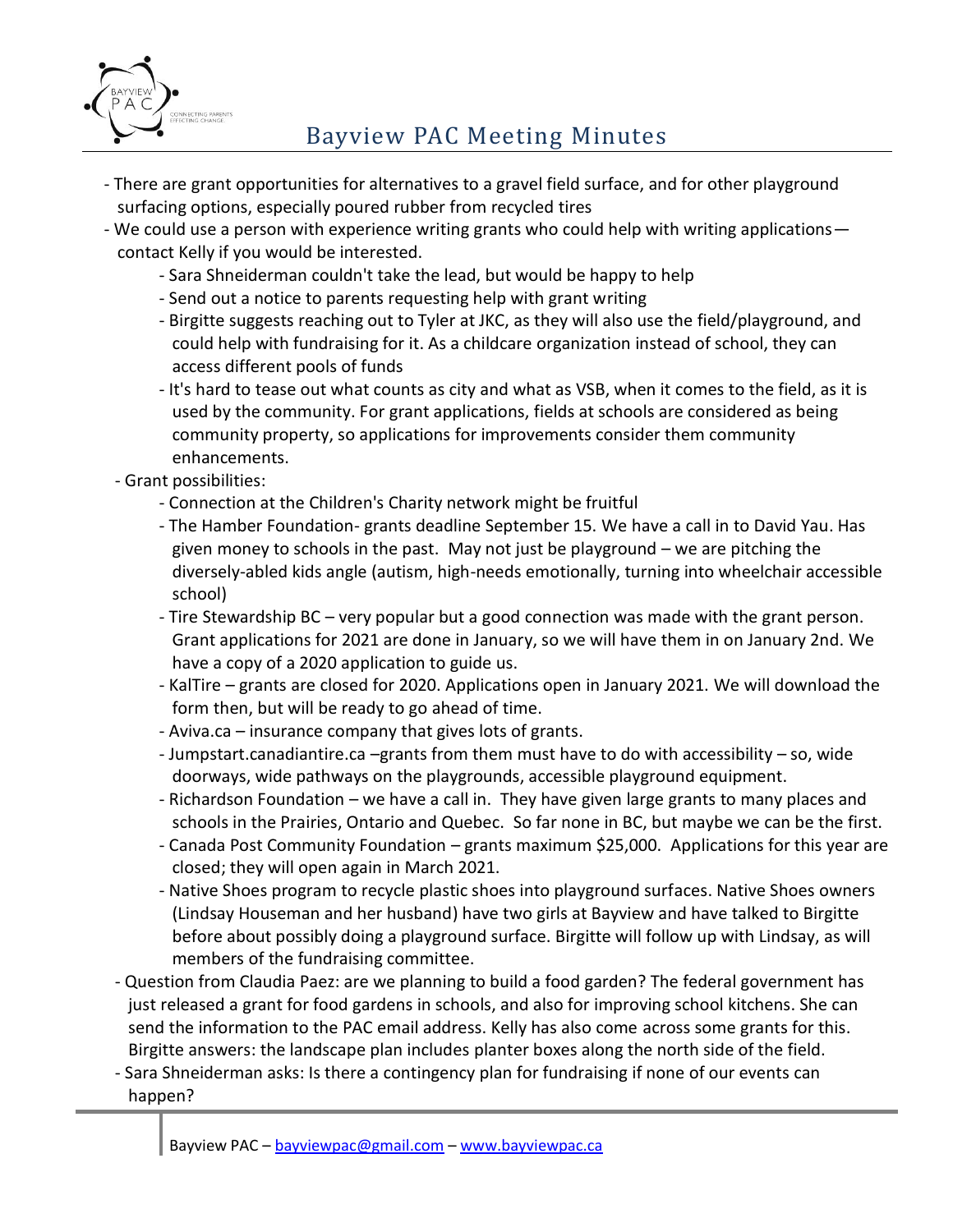- There are grant opportunities for alternatives to a gravel field surface, and for other playground surfacing options, especially poured rubber from recycled tires
- We could use a person with experience writing grants who could help with writing applications—contact Kelly if you would be interested.
    - Sara Shneiderman couldn't take the lead, but would be happy to help
    - Send out a notice to parents requesting help with grant writing
    - Birgitte suggests reaching out to Tyler at JKC, as they will also use the field/playground, and could help with fundraising for it. As a childcare organization instead of school, they can access different pools of funds
    - It's hard to tease out what counts as city and what as VSB, when it comes to the field, as it is used by the community. For grant applications, fields at schools are considered as being community property, so applications for improvements consider them community enhancements.
- Grant possibilities:
    - Connection at the Children's Charity network might be fruitful
    - The Hamber Foundation- grants deadline September 15. We have a call in to David Yau. Has given money to schools in the past. May not just be playground – we are pitching the diversely-abled kids angle (autism, high-needs emotionally, turning into wheelchair accessible school)
    - Tire Stewardship BC – very popular but a good connection was made with the grant person. Grant applications for 2021 are done in January, so we will have them in on January 2nd. We have a copy of a 2020 application to guide us.
    - KalTire – grants are closed for 2020. Applications open in January 2021. We will download the form then, but will be ready to go ahead of time.
    - Aviva.ca – insurance company that gives lots of grants.
    - Jumpstart.canadiantire.ca –grants from them must have to do with accessibility – so, wide doorways, wide pathways on the playgrounds, accessible playground equipment.
    - Richardson Foundation – we have a call in. They have given large grants to many places and schools in the Prairies, Ontario and Quebec. So far none in BC, but maybe we can be the first.
    - Canada Post Community Foundation – grants maximum $25,000. Applications for this year are closed; they will open again in March 2021.
    - Native Shoes program to recycle plastic shoes into playground surfaces. Native Shoes owners (Lindsay Houseman and her husband) have two girls at Bayview and have talked to Birgitte before about possibly doing a playground surface. Birgitte will follow up with Lindsay, as will members of the fundraising committee.
- Question from Claudia Paez: are we planning to build a food garden? The federal government has just released a grant for food gardens in schools, and also for improving school kitchens. She can send the information to the PAC email address. Kelly has also come across some grants for this. Birgitte answers: the landscape plan includes planter boxes along the north side of the field.
- Sara Shneiderman asks: Is there a contingency plan for fundraising if none of our events can happen?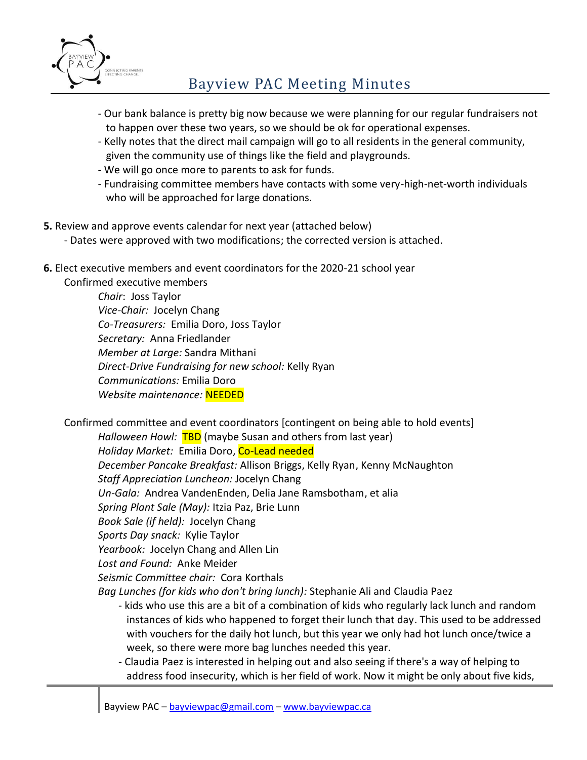- Our bank balance is pretty big now because we were planning for our regular fundraisers not to happen over these two years, so we should be ok for operational expenses.
- Kelly notes that the direct mail campaign will go to all residents in the general community, given the community use of things like the field and playgrounds.
- We will go once more to parents to ask for funds.
- Fundraising committee members have contacts with some very-high-net-worth individuals who will be approached for large donations.

**5.** Review and approve events calendar for next year (attached below)

- Dates were approved with two modifications; the corrected version is attached.

**6.** Elect executive members and event coordinators for the 2020-21 school year

Confirmed executive members

*Chair*: Joss Taylor
*Vice-Chair:* Jocelyn Chang
*Co-Treasurers:* Emilia Doro, Joss Taylor
*Secretary:* Anna Friedlander
*Member at Large:* Sandra Mithani
*Direct-Drive Fundraising for new school:* Kelly Ryan
*Communications:* Emilia Doro
*Website maintenance:* NEEDED

Confirmed committee and event coordinators [contingent on being able to hold events]

*Halloween Howl:* TBD (maybe Susan and others from last year)
*Holiday Market:* Emilia Doro, Co-Lead needed
*December Pancake Breakfast:* Allison Briggs, Kelly Ryan, Kenny McNaughton
*Staff Appreciation Luncheon:* Jocelyn Chang
*Un-Gala:* Andrea VandenEnden, Delia Jane Ramsbotham, et alia
*Spring Plant Sale (May):* Itzia Paz, Brie Lunn
*Book Sale (if held):* Jocelyn Chang
*Sports Day snack:* Kylie Taylor
*Yearbook:* Jocelyn Chang and Allen Lin
*Lost and Found:* Anke Meider
*Seismic Committee chair:* Cora Korthals
*Bag Lunches (for kids who don't bring lunch):* Stephanie Ali and Claudia Paez

- kids who use this are a bit of a combination of kids who regularly lack lunch and random instances of kids who happened to forget their lunch that day. This used to be addressed with vouchers for the daily hot lunch, but this year we only had hot lunch once/twice a week, so there were more bag lunches needed this year.
- Claudia Paez is interested in helping out and also seeing if there's a way of helping to address food insecurity, which is her field of work. Now it might be only about five kids,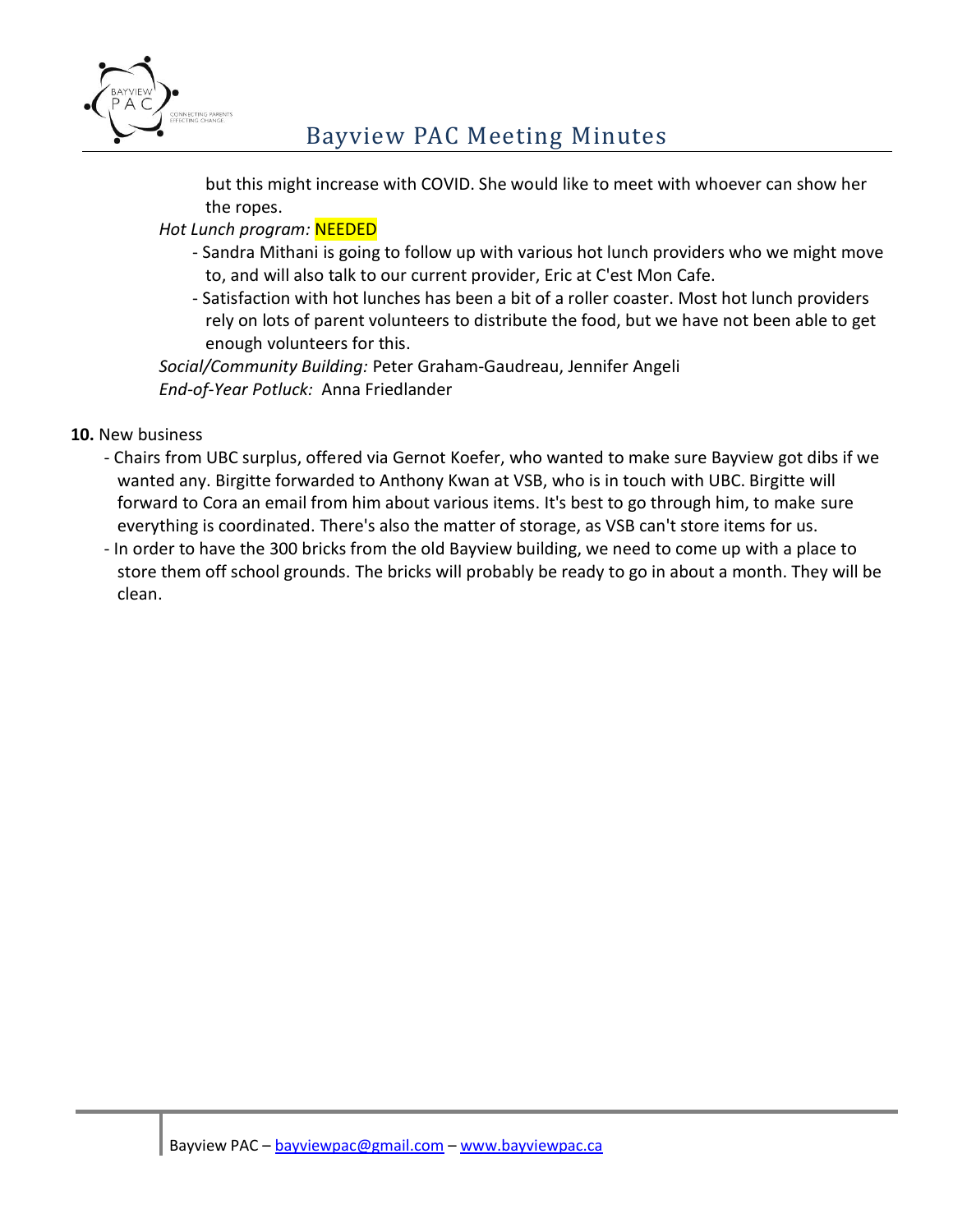but this might increase with COVID. She would like to meet with whoever can show her the ropes.

*Hot Lunch program:* NEEDED

- Sandra Mithani is going to follow up with various hot lunch providers who we might move to, and will also talk to our current provider, Eric at C'est Mon Cafe.
- Satisfaction with hot lunches has been a bit of a roller coaster. Most hot lunch providers rely on lots of parent volunteers to distribute the food, but we have not been able to get enough volunteers for this.

*Social/Community Building:* Peter Graham-Gaudreau, Jennifer Angeli

*End-of-Year Potluck:* Anna Friedlander

**10.** New business

- Chairs from UBC surplus, offered via Gernot Koefer, who wanted to make sure Bayview got dibs if we wanted any. Birgitte forwarded to Anthony Kwan at VSB, who is in touch with UBC. Birgitte will forward to Cora an email from him about various items. It's best to go through him, to make sure everything is coordinated. There's also the matter of storage, as VSB can't store items for us.
- In order to have the 300 bricks from the old Bayview building, we need to come up with a place to store them off school grounds. The bricks will probably be ready to go in about a month. They will be clean.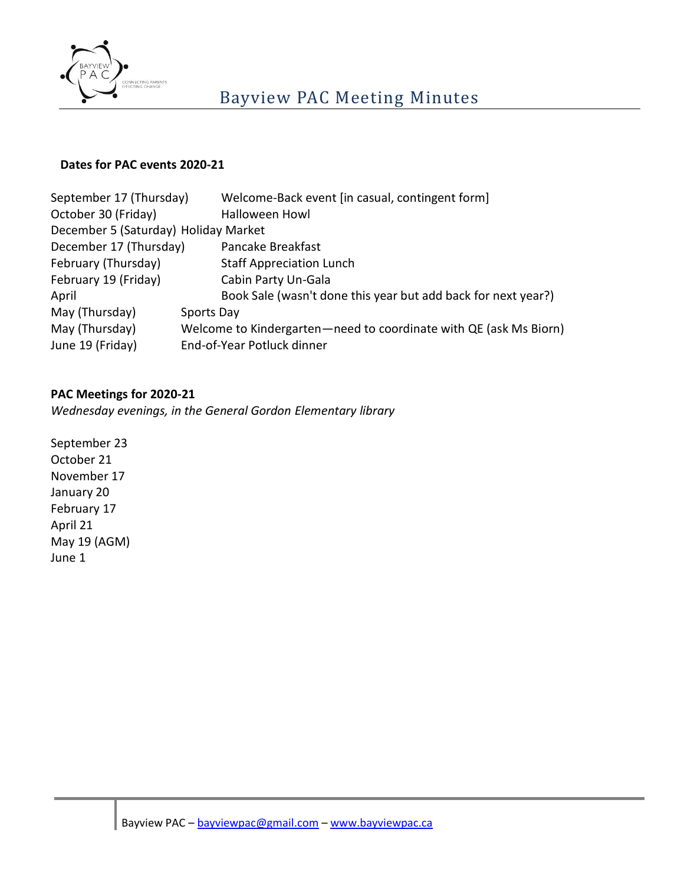**Dates for PAC events 2020-21**

| | |
|---|---|
| September 17 (Thursday) | Welcome-Back event [in casual, contingent form] |
| October 30 (Friday) | Halloween Howl |
| December 5 (Saturday) | Holiday Market |
| December 17 (Thursday) | Pancake Breakfast |
| February (Thursday) | Staff Appreciation Lunch |
| February 19 (Friday) | Cabin Party Un-Gala |
| April | Book Sale (wasn't done this year but add back for next year?) |
| May (Thursday) | Sports Day |
| May (Thursday) | Welcome to Kindergarten—need to coordinate with QE (ask Ms Biorn) |
| June 19 (Friday) | End-of-Year Potluck dinner |

**PAC Meetings for 2020-21**

*Wednesday evenings, in the General Gordon Elementary library*

September 23
October 21
November 17
January 20
February 17
April 21
May 19 (AGM)
June 1